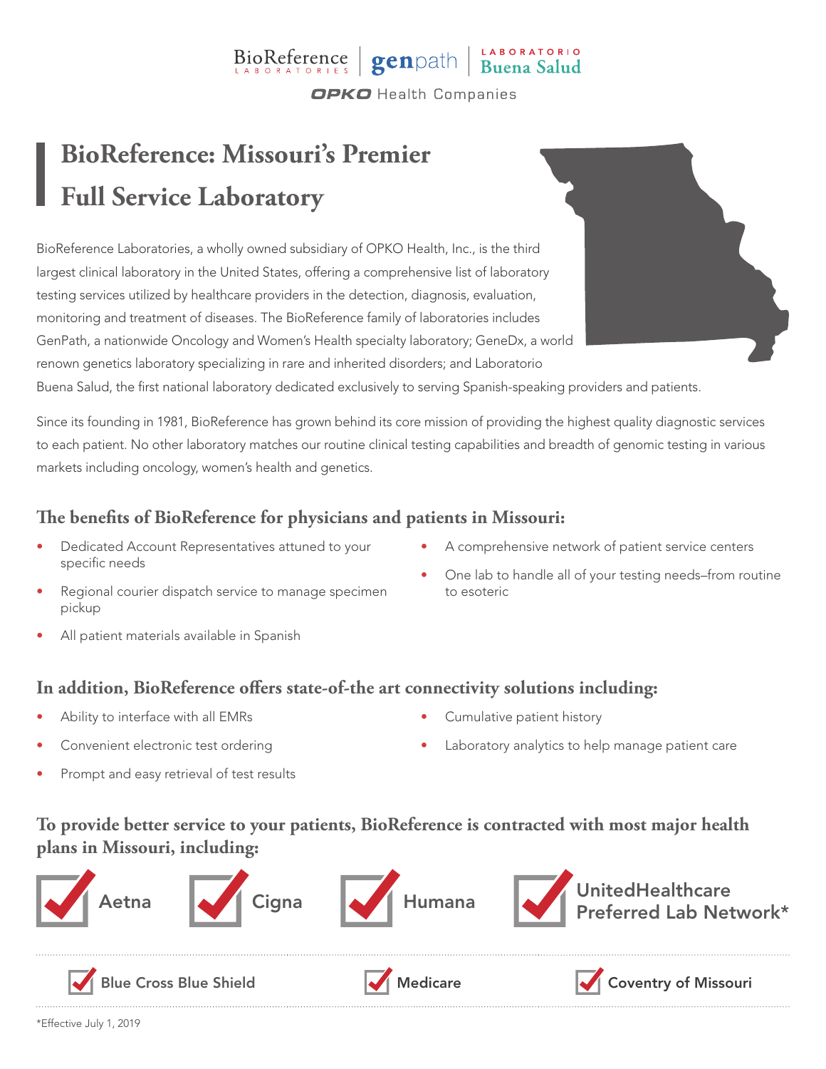BioReference LABORATORIES | genpath | LABORATORIO Buena Salud

OPKO Health Companies

# BioReference: Missouri's Premier Full Service Laboratory

BioReference Laboratories, a wholly owned subsidiary of OPKO Health, Inc., is the third largest clinical laboratory in the United States, offering a comprehensive list of laboratory testing services utilized by healthcare providers in the detection, diagnosis, evaluation, monitoring and treatment of diseases. The BioReference family of laboratories includes GenPath, a nationwide Oncology and Women's Health specialty laboratory; GeneDx, a world renown genetics laboratory specializing in rare and inherited disorders; and Laboratorio Buena Salud, the first national laboratory dedicated exclusively to serving Spanish-speaking providers and patients.

Since its founding in 1981, BioReference has grown behind its core mission of providing the highest quality diagnostic services to each patient. No other laboratory matches our routine clinical testing capabilities and breadth of genomic testing in various markets including oncology, women's health and genetics.

## The benefits of BioReference for physicians and patients in Missouri:

- Dedicated Account Representatives attuned to your specific needs
- Regional courier dispatch service to manage specimen pickup
- All patient materials available in Spanish
- A comprehensive network of patient service centers
- One lab to handle all of your testing needs–from routine to esoteric

## In addition, BioReference offers state-of-the art connectivity solutions including:

- Ability to interface with all EMRs
- Convenient electronic test ordering
- Prompt and easy retrieval of test results
- Cumulative patient history
- Laboratory analytics to help manage patient care

## To provide better service to your patients, BioReference is contracted with most major health plans in Missouri, including:

- Aetna
- Cigna
- Humana
- UnitedHealthcare Preferred Lab Network*
- Blue Cross Blue Shield
- Medicare
- Coventry of Missouri

*Effective July 1, 2019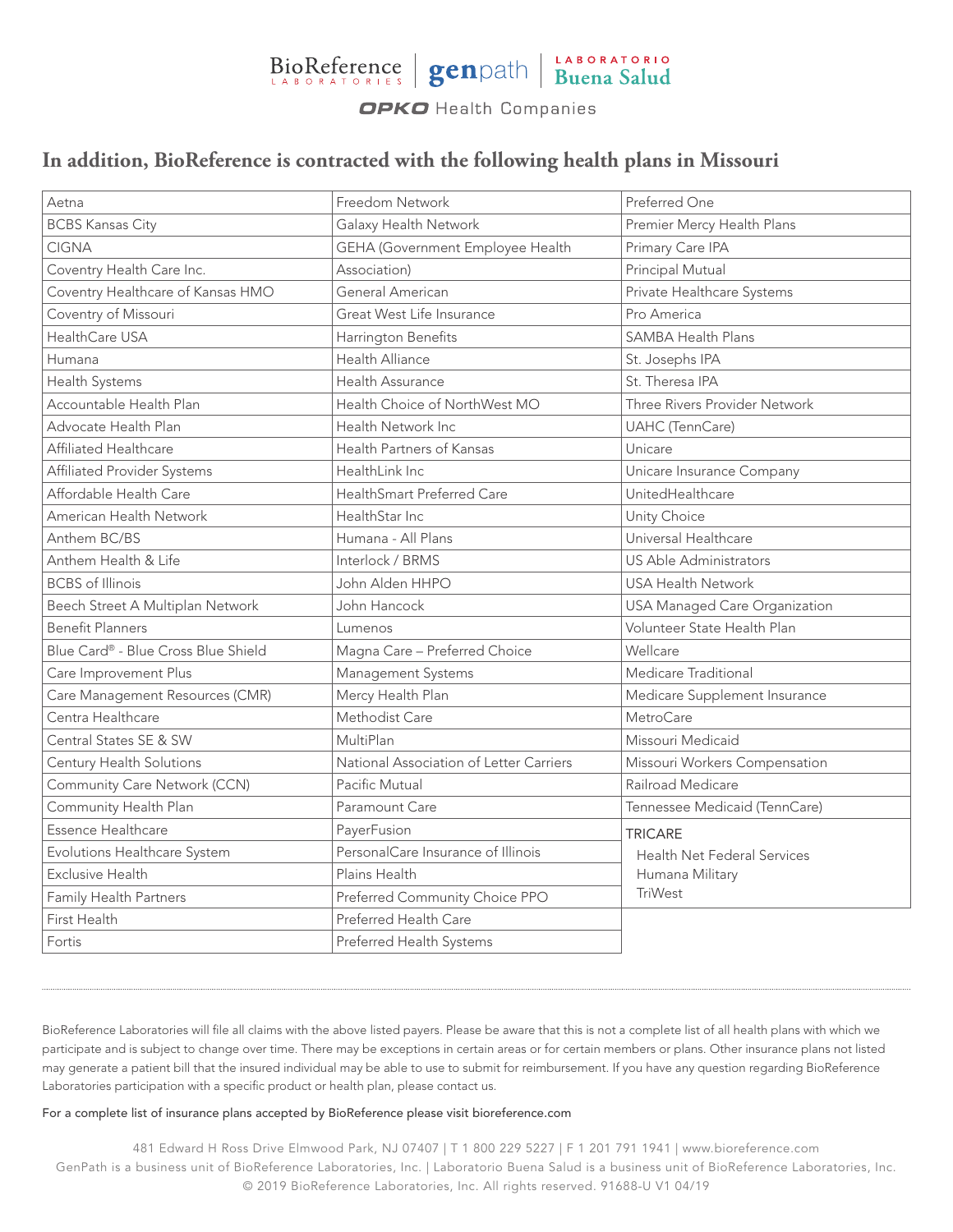BioReference LABORATORIES | genpath | LABORATORIO Buena Salud

OPKO Health Companies

## In addition, BioReference is contracted with the following health plans in Missouri

| | | |
|---|---|---|
| Aetna | Freedom Network | Preferred One |
| BCBS Kansas City | Galaxy Health Network | Premier Mercy Health Plans |
| CIGNA | GEHA (Government Employee Health Association) | Primary Care IPA |
| Coventry Health Care Inc. | | Principal Mutual |
| Coventry Healthcare of Kansas HMO | General American | Private Healthcare Systems |
| Coventry of Missouri | Great West Life Insurance | Pro America |
| HealthCare USA | Harrington Benefits | SAMBA Health Plans |
| Humana | Health Alliance | St. Josephs IPA |
| Health Systems | Health Assurance | St. Theresa IPA |
| Accountable Health Plan | Health Choice of NorthWest MO | Three Rivers Provider Network |
| Advocate Health Plan | Health Network Inc | UAHC (TennCare) |
| Affiliated Healthcare | Health Partners of Kansas | Unicare |
| Affiliated Provider Systems | HealthLink Inc | Unicare Insurance Company |
| Affordable Health Care | HealthSmart Preferred Care | UnitedHealthcare |
| American Health Network | HealthStar Inc | Unity Choice |
| Anthem BC/BS | Humana - All Plans | Universal Healthcare |
| Anthem Health & Life | Interlock / BRMS | US Able Administrators |
| BCBS of Illinois | John Alden HHPO | USA Health Network |
| Beech Street A Multiplan Network | John Hancock | USA Managed Care Organization |
| Benefit Planners | Lumenos | Volunteer State Health Plan |
| Blue Card® - Blue Cross Blue Shield | Magna Care – Preferred Choice | Wellcare |
| Care Improvement Plus | Management Systems | Medicare Traditional |
| Care Management Resources (CMR) | Mercy Health Plan | Medicare Supplement Insurance |
| Centra Healthcare | Methodist Care | MetroCare |
| Central States SE & SW | MultiPlan | Missouri Medicaid |
| Century Health Solutions | National Association of Letter Carriers | Missouri Workers Compensation |
| Community Care Network (CCN) | Pacific Mutual | Railroad Medicare |
| Community Health Plan | Paramount Care | Tennessee Medicaid (TennCare) |
| Essence Healthcare | PayerFusion | TRICARE<br>Health Net Federal Services<br>Humana Military<br>TriWest |
| Evolutions Healthcare System | PersonalCare Insurance of Illinois | |
| Exclusive Health | Plains Health | |
| Family Health Partners | Preferred Community Choice PPO | |
| First Health | Preferred Health Care | |
| Fortis | Preferred Health Systems | |

BioReference Laboratories will file all claims with the above listed payers. Please be aware that this is not a complete list of all health plans with which we participate and is subject to change over time. There may be exceptions in certain areas or for certain members or plans. Other insurance plans not listed may generate a patient bill that the insured individual may be able to use to submit for reimbursement. If you have any question regarding BioReference Laboratories participation with a specific product or health plan, please contact us.

For a complete list of insurance plans accepted by BioReference please visit bioreference.com

481 Edward H Ross Drive Elmwood Park, NJ 07407 | T 1 800 229 5227 | F 1 201 791 1941 | www.bioreference.com
GenPath is a business unit of BioReference Laboratories, Inc. | Laboratorio Buena Salud is a business unit of BioReference Laboratories, Inc.
© 2019 BioReference Laboratories, Inc. All rights reserved. 91688-U V1 04/19